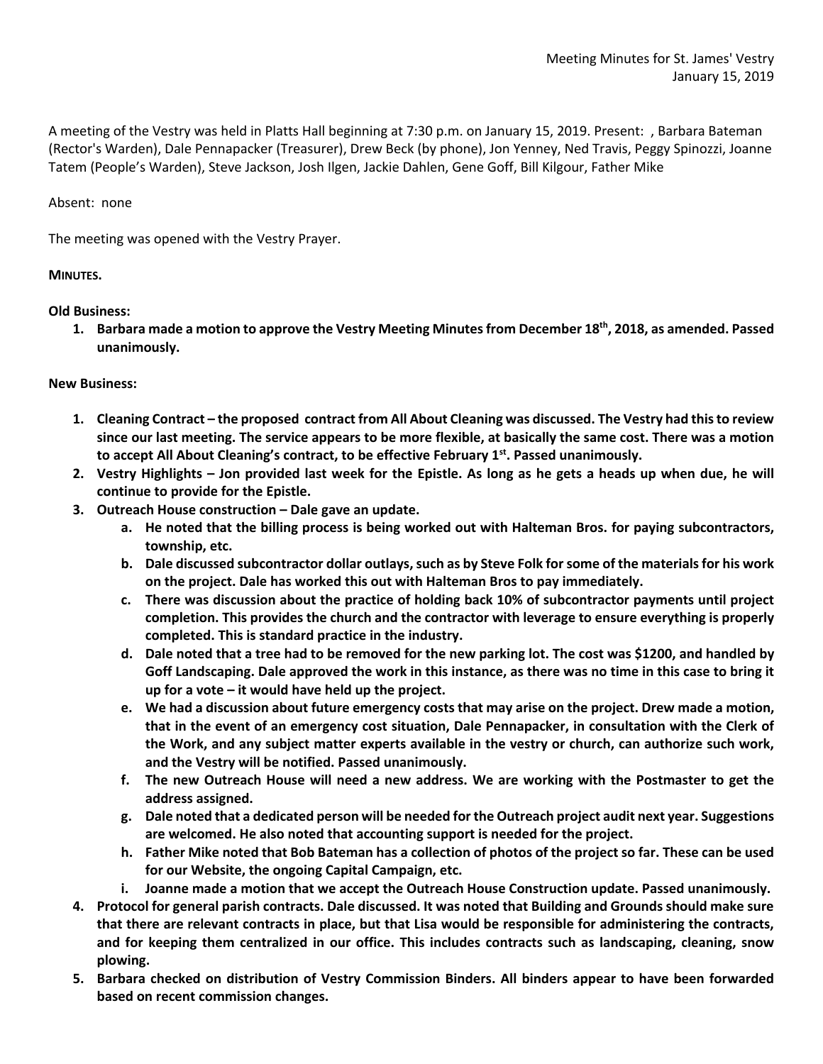Meeting Minutes for St. James' Vestry
January 15, 2019

A meeting of the Vestry was held in Platts Hall beginning at 7:30 p.m. on January 15, 2019. Present: , Barbara Bateman (Rector's Warden), Dale Pennapacker (Treasurer), Drew Beck (by phone), Jon Yenney, Ned Travis, Peggy Spinozzi, Joanne Tatem (People's Warden), Steve Jackson, Josh Ilgen, Jackie Dahlen, Gene Goff, Bill Kilgour, Father Mike

Absent: none

The meeting was opened with the Vestry Prayer.

**MINUTES.**

**Old Business:**

1. **Barbara made a motion to approve the Vestry Meeting Minutes from December 18th, 2018, as amended. Passed unanimously.**

**New Business:**

1. **Cleaning Contract – the proposed contract from All About Cleaning was discussed. The Vestry had this to review since our last meeting. The service appears to be more flexible, at basically the same cost. There was a motion to accept All About Cleaning's contract, to be effective February 1st. Passed unanimously.**
2. **Vestry Highlights – Jon provided last week for the Epistle. As long as he gets a heads up when due, he will continue to provide for the Epistle.**
3. **Outreach House construction – Dale gave an update.**
   a. **He noted that the billing process is being worked out with Halteman Bros. for paying subcontractors, township, etc.**
   b. **Dale discussed subcontractor dollar outlays, such as by Steve Folk for some of the materials for his work on the project. Dale has worked this out with Halteman Bros to pay immediately.**
   c. **There was discussion about the practice of holding back 10% of subcontractor payments until project completion. This provides the church and the contractor with leverage to ensure everything is properly completed. This is standard practice in the industry.**
   d. **Dale noted that a tree had to be removed for the new parking lot. The cost was $1200, and handled by Goff Landscaping. Dale approved the work in this instance, as there was no time in this case to bring it up for a vote – it would have held up the project.**
   e. **We had a discussion about future emergency costs that may arise on the project. Drew made a motion, that in the event of an emergency cost situation, Dale Pennapacker, in consultation with the Clerk of the Work, and any subject matter experts available in the vestry or church, can authorize such work, and the Vestry will be notified. Passed unanimously.**
   f. **The new Outreach House will need a new address. We are working with the Postmaster to get the address assigned.**
   g. **Dale noted that a dedicated person will be needed for the Outreach project audit next year. Suggestions are welcomed. He also noted that accounting support is needed for the project.**
   h. **Father Mike noted that Bob Bateman has a collection of photos of the project so far. These can be used for our Website, the ongoing Capital Campaign, etc.**
   i. **Joanne made a motion that we accept the Outreach House Construction update. Passed unanimously.**
4. **Protocol for general parish contracts. Dale discussed. It was noted that Building and Grounds should make sure that there are relevant contracts in place, but that Lisa would be responsible for administering the contracts, and for keeping them centralized in our office. This includes contracts such as landscaping, cleaning, snow plowing.**
5. **Barbara checked on distribution of Vestry Commission Binders. All binders appear to have been forwarded based on recent commission changes.**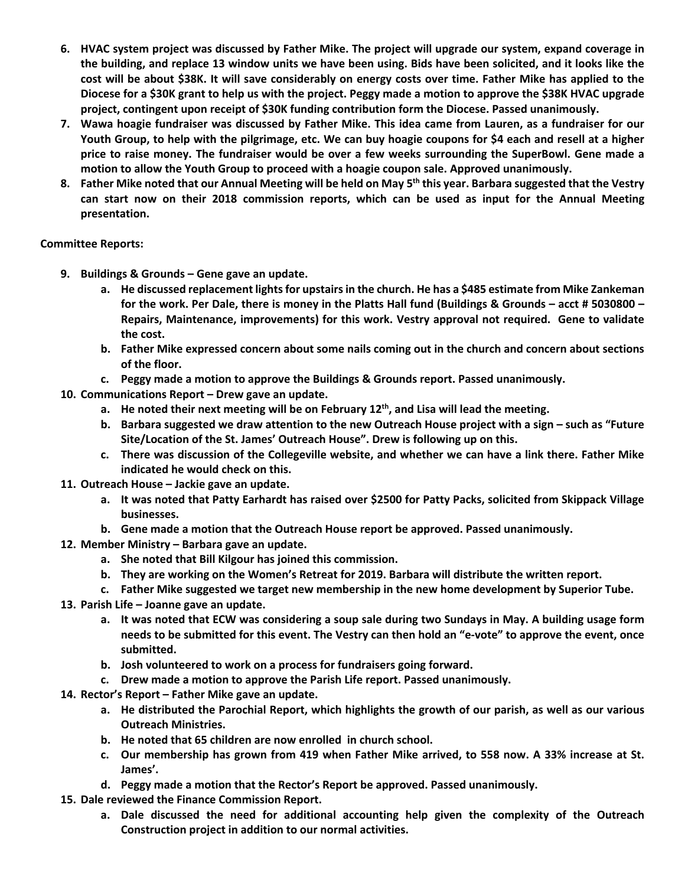6. **HVAC system project was discussed by Father Mike. The project will upgrade our system, expand coverage in the building, and replace 13 window units we have been using. Bids have been solicited, and it looks like the cost will be about $38K. It will save considerably on energy costs over time. Father Mike has applied to the Diocese for a $30K grant to help us with the project. Peggy made a motion to approve the $38K HVAC upgrade project, contingent upon receipt of $30K funding contribution form the Diocese. Passed unanimously.**
7. **Wawa hoagie fundraiser was discussed by Father Mike. This idea came from Lauren, as a fundraiser for our Youth Group, to help with the pilgrimage, etc. We can buy hoagie coupons for $4 each and resell at a higher price to raise money. The fundraiser would be over a few weeks surrounding the SuperBowl. Gene made a motion to allow the Youth Group to proceed with a hoagie coupon sale. Approved unanimously.**
8. **Father Mike noted that our Annual Meeting will be held on May 5th this year. Barbara suggested that the Vestry can start now on their 2018 commission reports, which can be used as input for the Annual Meeting presentation.**

**Committee Reports:**

9. **Buildings & Grounds – Gene gave an update.**
   a. **He discussed replacement lights for upstairs in the church. He has a $485 estimate from Mike Zankeman for the work. Per Dale, there is money in the Platts Hall fund (Buildings & Grounds – acct # 5030800 – Repairs, Maintenance, improvements) for this work. Vestry approval not required. Gene to validate the cost.**
   b. **Father Mike expressed concern about some nails coming out in the church and concern about sections of the floor.**
   c. **Peggy made a motion to approve the Buildings & Grounds report. Passed unanimously.**
10. **Communications Report – Drew gave an update.**
    a. **He noted their next meeting will be on February 12th, and Lisa will lead the meeting.**
    b. **Barbara suggested we draw attention to the new Outreach House project with a sign – such as "Future Site/Location of the St. James' Outreach House". Drew is following up on this.**
    c. **There was discussion of the Collegeville website, and whether we can have a link there. Father Mike indicated he would check on this.**
11. **Outreach House – Jackie gave an update.**
    a. **It was noted that Patty Earhardt has raised over $2500 for Patty Packs, solicited from Skippack Village businesses.**
    b. **Gene made a motion that the Outreach House report be approved. Passed unanimously.**
12. **Member Ministry – Barbara gave an update.**
    a. **She noted that Bill Kilgour has joined this commission.**
    b. **They are working on the Women's Retreat for 2019. Barbara will distribute the written report.**
    c. **Father Mike suggested we target new membership in the new home development by Superior Tube.**
13. **Parish Life – Joanne gave an update.**
    a. **It was noted that ECW was considering a soup sale during two Sundays in May. A building usage form needs to be submitted for this event. The Vestry can then hold an "e-vote" to approve the event, once submitted.**
    b. **Josh volunteered to work on a process for fundraisers going forward.**
    c. **Drew made a motion to approve the Parish Life report. Passed unanimously.**
14. **Rector's Report – Father Mike gave an update.**
    a. **He distributed the Parochial Report, which highlights the growth of our parish, as well as our various Outreach Ministries.**
    b. **He noted that 65 children are now enrolled in church school.**
    c. **Our membership has grown from 419 when Father Mike arrived, to 558 now. A 33% increase at St. James'.**
    d. **Peggy made a motion that the Rector's Report be approved. Passed unanimously.**
15. **Dale reviewed the Finance Commission Report.**
    a. **Dale discussed the need for additional accounting help given the complexity of the Outreach Construction project in addition to our normal activities.**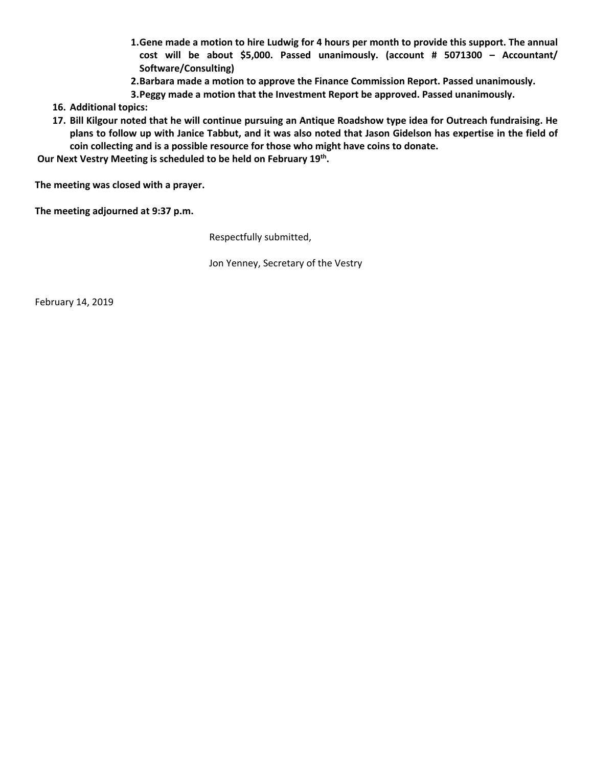1. **Gene made a motion to hire Ludwig for 4 hours per month to provide this support. The annual cost will be about $5,000. Passed unanimously. (account # 5071300 – Accountant/ Software/Consulting)**
2. **Barbara made a motion to approve the Finance Commission Report. Passed unanimously.**
3. **Peggy made a motion that the Investment Report be approved. Passed unanimously.**

16. **Additional topics:**
17. **Bill Kilgour noted that he will continue pursuing an Antique Roadshow type idea for Outreach fundraising. He plans to follow up with Janice Tabbut, and it was also noted that Jason Gidelson has expertise in the field of coin collecting and is a possible resource for those who might have coins to donate.**

**Our Next Vestry Meeting is scheduled to be held on February 19th.**

**The meeting was closed with a prayer.**

**The meeting adjourned at 9:37 p.m.**

Respectfully submitted,

Jon Yenney, Secretary of the Vestry

February 14, 2019